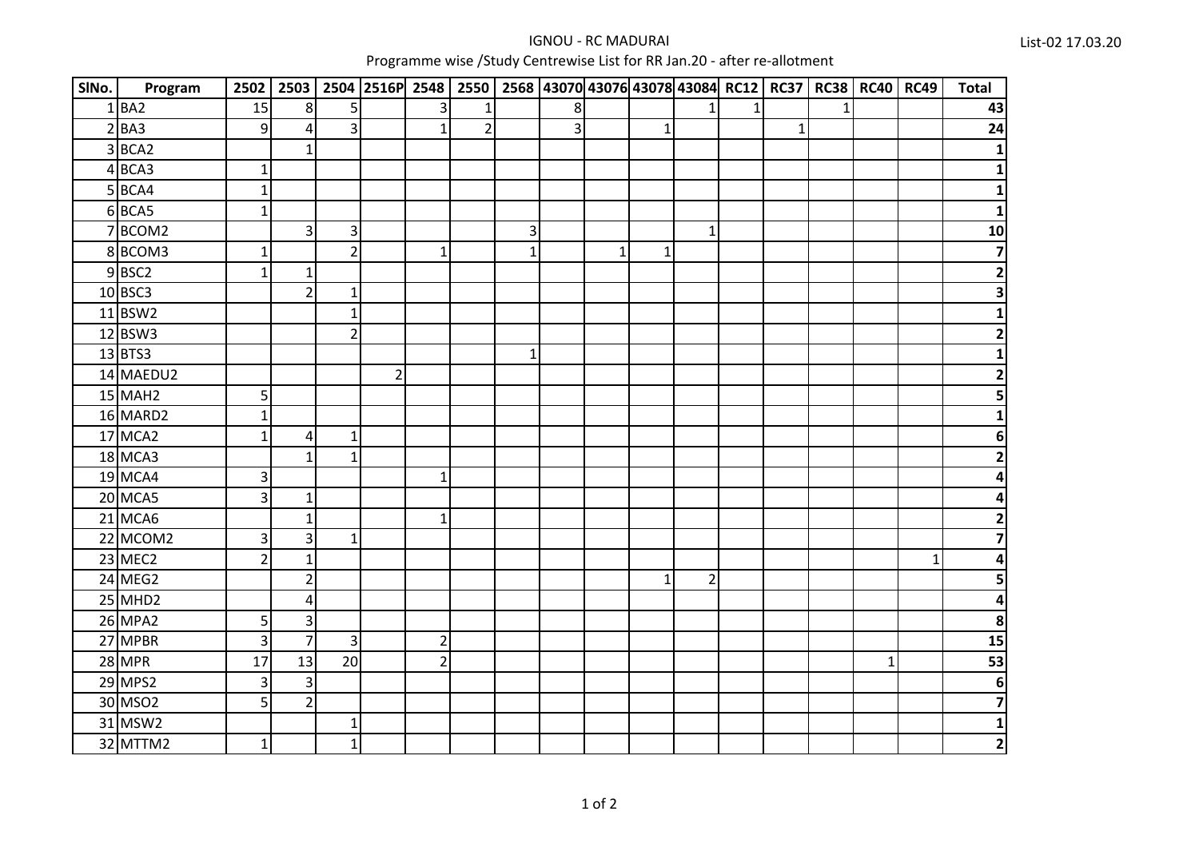# IGNOU - RC MADURAI

Programme wise /Study Centrewise List for RR Jan.20 - after re-allotment

List-02 17.03.20

| SlNo. | Program | 2502 | 2503 | 2504 | 2516P | 2548 | 2550 | 2568 | 43070 | 43076 | 43078 | 43084 | RC12 | RC37 | RC38 | RC40 | RC49 | Total |
|---|---|---|---|---|---|---|---|---|---|---|---|---|---|---|---|---|---|---|
| 1 | BA2 | 15 | 8 | 5 | | 3 | 1 | | 8 | | | 1 | 1 | | 1 | | | **43** |
| 2 | BA3 | 9 | 4 | 3 | | 1 | 2 | | 3 | | 1 | | | 1 | | | | **24** |
| 3 | BCA2 | | 1 | | | | | | | | | | | | | | | **1** |
| 4 | BCA3 | 1 | | | | | | | | | | | | | | | | **1** |
| 5 | BCA4 | 1 | | | | | | | | | | | | | | | | **1** |
| 6 | BCA5 | 1 | | | | | | | | | | | | | | | | **1** |
| 7 | BCOM2 | | 3 | 3 | | | | 3 | | | | 1 | | | | | | **10** |
| 8 | BCOM3 | 1 | | 2 | | 1 | | 1 | | 1 | 1 | | | | | | | **7** |
| 9 | BSC2 | 1 | 1 | | | | | | | | | | | | | | | **2** |
| 10 | BSC3 | | 2 | 1 | | | | | | | | | | | | | | **3** |
| 11 | BSW2 | | | 1 | | | | | | | | | | | | | | **1** |
| 12 | BSW3 | | | 2 | | | | | | | | | | | | | | **2** |
| 13 | BTS3 | | | | | | | 1 | | | | | | | | | | **1** |
| 14 | MAEDU2 | | | | 2 | | | | | | | | | | | | | **2** |
| 15 | MAH2 | 5 | | | | | | | | | | | | | | | | **5** |
| 16 | MARD2 | 1 | | | | | | | | | | | | | | | | **1** |
| 17 | MCA2 | 1 | 4 | 1 | | | | | | | | | | | | | | **6** |
| 18 | MCA3 | | 1 | 1 | | | | | | | | | | | | | | **2** |
| 19 | MCA4 | 3 | | | | 1 | | | | | | | | | | | | **4** |
| 20 | MCA5 | 3 | 1 | | | | | | | | | | | | | | | **4** |
| 21 | MCA6 | | 1 | | | 1 | | | | | | | | | | | | **2** |
| 22 | MCOM2 | 3 | 3 | 1 | | | | | | | | | | | | | | **7** |
| 23 | MEC2 | 2 | 1 | | | | | | | | | | | | | | 1 | **4** |
| 24 | MEG2 | | 2 | | | | | | | | 1 | 2 | | | | | | **5** |
| 25 | MHD2 | | 4 | | | | | | | | | | | | | | | **4** |
| 26 | MPA2 | 5 | 3 | | | | | | | | | | | | | | | **8** |
| 27 | MPBR | 3 | 7 | 3 | | 2 | | | | | | | | | | | | **15** |
| 28 | MPR | 17 | 13 | 20 | | 2 | | | | | | | | | | 1 | | **53** |
| 29 | MPS2 | 3 | 3 | | | | | | | | | | | | | | | **6** |
| 30 | MSO2 | 5 | 2 | | | | | | | | | | | | | | | **7** |
| 31 | MSW2 | | | 1 | | | | | | | | | | | | | | **1** |
| 32 | MTTM2 | 1 | | 1 | | | | | | | | | | | | | | **2** |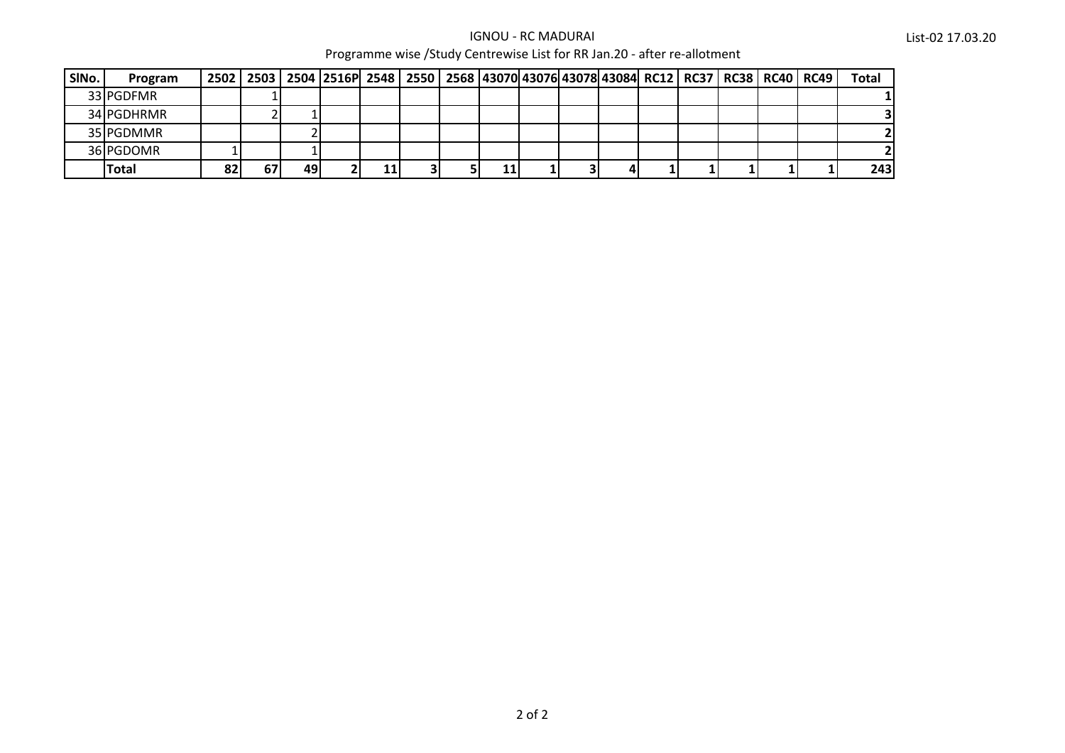| SlNo. | Program | 2502 | 2503 | 2504 | 2516P | 2548 | 2550 | 2568 | 43070 | 43076 | 43078 | 43084 | RC12 | RC37 | RC38 | RC40 | RC49 | Total |
|---|---|---|---|---|---|---|---|---|---|---|---|---|---|---|---|---|---|---|
| 33 | PGDFMR | | 1 | | | | | | | | | | | | | | | 1 |
| 34 | PGDHRMR | | 2 | 1 | | | | | | | | | | | | | | 3 |
| 35 | PGDMMR | | | 2 | | | | | | | | | | | | | | 2 |
| 36 | PGDOMR | 1 | | 1 | | | | | | | | | | | | | | 2 |
| | **Total** | **82** | **67** | **49** | **2** | **11** | **3** | **5** | **11** | **1** | **3** | **4** | **1** | **1** | **1** | **1** | **1** | **243** |